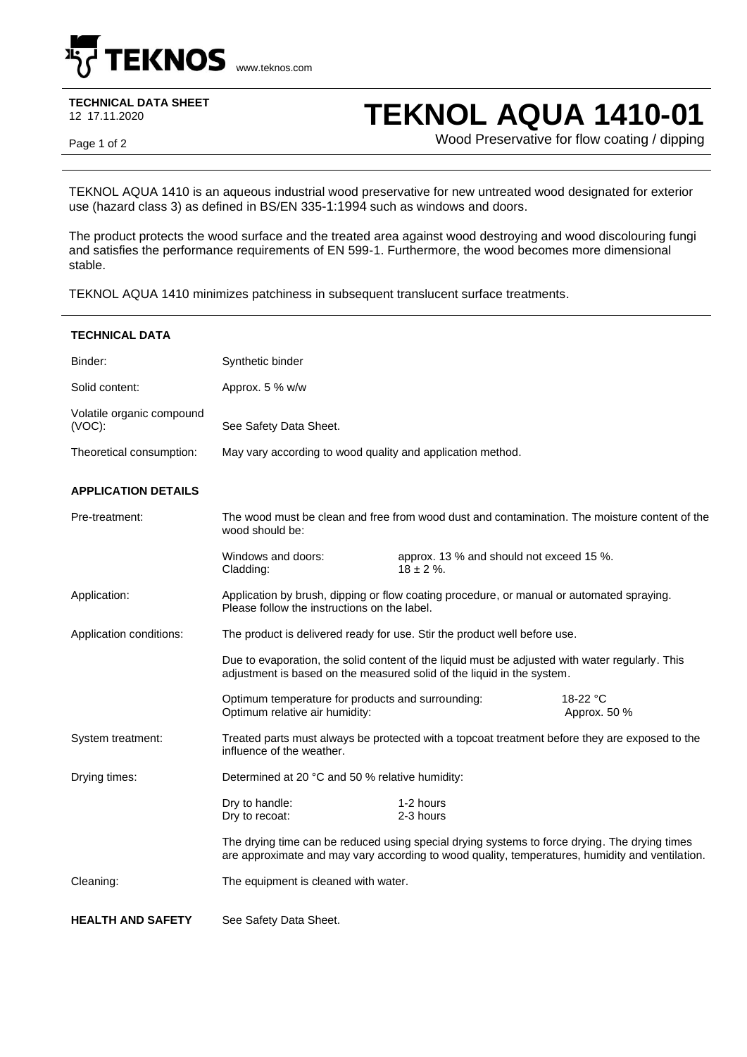**TECHNICAL DATA SHEET**
12 17.11.2020

# TEKNOL AQUA 1410-01

Wood Preservative for flow coating / dipping

TEKNOL AQUA 1410 is an aqueous industrial wood preservative for new untreated wood designated for exterior use (hazard class 3) as defined in BS/EN 335-1:1994 such as windows and doors.

The product protects the wood surface and the treated area against wood destroying and wood discolouring fungi and satisfies the performance requirements of EN 599-1. Furthermore, the wood becomes more dimensional stable.

TEKNOL AQUA 1410 minimizes patchiness in subsequent translucent surface treatments.

## TECHNICAL DATA

| | |
|---|---|
| Binder: | Synthetic binder |
| Solid content: | Approx. 5 % w/w |
| Volatile organic compound (VOC): | See Safety Data Sheet. |
| Theoretical consumption: | May vary according to wood quality and application method. |

## APPLICATION DETAILS

**Pre-treatment:** The wood must be clean and free from wood dust and contamination. The moisture content of the wood should be:

| | |
|---|---|
| Windows and doors: | approx. 13 % and should not exceed 15 %. |
| Cladding: | 18 ± 2 %. |

**Application:** Application by brush, dipping or flow coating procedure, or manual or automated spraying. Please follow the instructions on the label.

**Application conditions:** The product is delivered ready for use. Stir the product well before use.

Due to evaporation, the solid content of the liquid must be adjusted with water regularly. This adjustment is based on the measured solid of the liquid in the system.

| | |
|---|---|
| Optimum temperature for products and surrounding: | 18-22 °C |
| Optimum relative air humidity: | Approx. 50 % |

**System treatment:** Treated parts must always be protected with a topcoat treatment before they are exposed to the influence of the weather.

**Drying times:** Determined at 20 °C and 50 % relative humidity:

| | |
|---|---|
| Dry to handle: | 1-2 hours |
| Dry to recoat: | 2-3 hours |

The drying time can be reduced using special drying systems to force drying. The drying times are approximate and may vary according to wood quality, temperatures, humidity and ventilation.

**Cleaning:** The equipment is cleaned with water.

**HEALTH AND SAFETY** See Safety Data Sheet.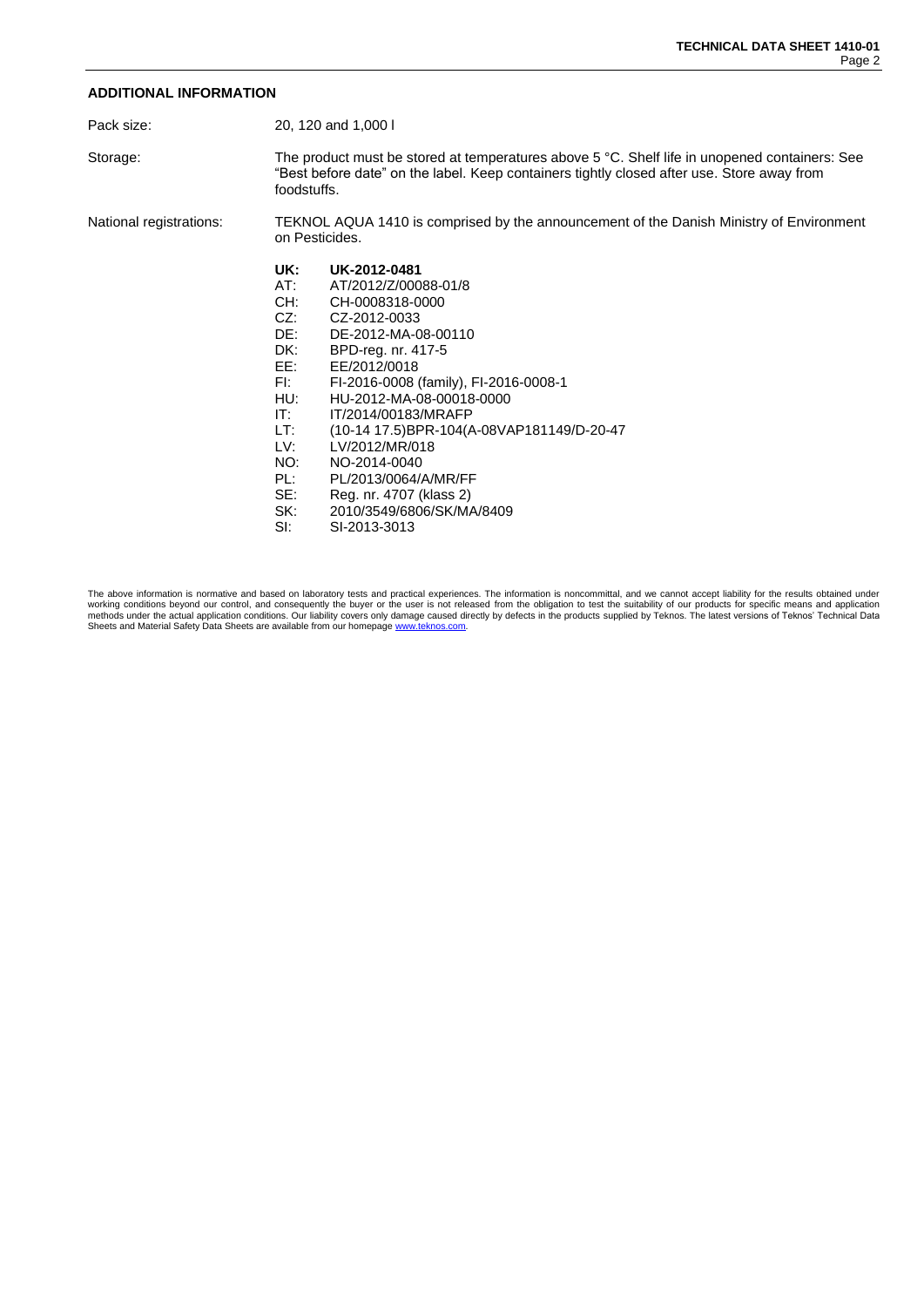## ADDITIONAL INFORMATION

Pack size: 20, 120 and 1,000 l

Storage: The product must be stored at temperatures above 5 °C. Shelf life in unopened containers: See "Best before date" on the label. Keep containers tightly closed after use. Store away from foodstuffs.

National registrations: TEKNOL AQUA 1410 is comprised by the announcement of the Danish Ministry of Environment on Pesticides.

| | |
|---|---|
| **UK:** | **UK-2012-0481** |
| AT: | AT/2012/Z/00088-01/8 |
| CH: | CH-0008318-0000 |
| CZ: | CZ-2012-0033 |
| DE: | DE-2012-MA-08-00110 |
| DK: | BPD-reg. nr. 417-5 |
| EE: | EE/2012/0018 |
| FI: | FI-2016-0008 (family), FI-2016-0008-1 |
| HU: | HU-2012-MA-08-00018-0000 |
| IT: | IT/2014/00183/MRAFP |
| LT: | (10-14 17.5)BPR-104(A-08VAP181149/D-20-47 |
| LV: | LV/2012/MR/018 |
| NO: | NO-2014-0040 |
| PL: | PL/2013/0064/A/MR/FF |
| SE: | Reg. nr. 4707 (klass 2) |
| SK: | 2010/3549/6806/SK/MA/8409 |
| SI: | SI-2013-3013 |

The above information is normative and based on laboratory tests and practical experiences. The information is noncommittal, and we cannot accept liability for the results obtained under working conditions beyond our control, and consequently the buyer or the user is not released from the obligation to test the suitability of our products for specific means and application methods under the actual application conditions. Our liability covers only damage caused directly by defects in the products supplied by Teknos. The latest versions of Teknos' Technical Data Sheets and Material Safety Data Sheets are available from our homepage www.teknos.com.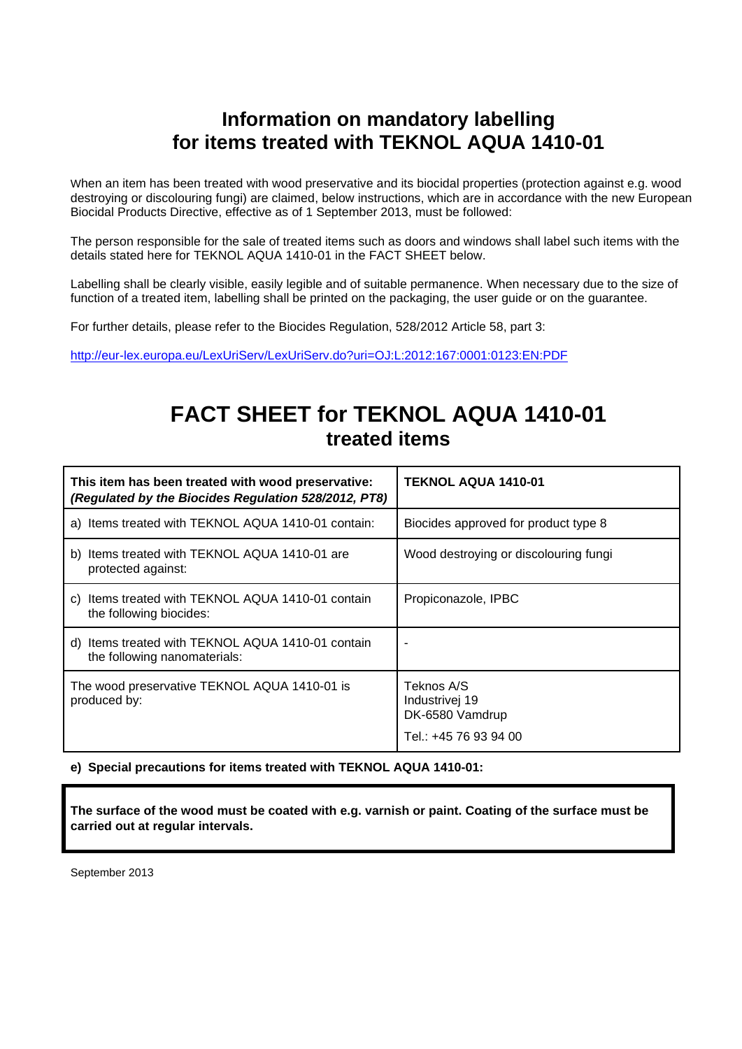# Information on mandatory labelling for items treated with TEKNOL AQUA 1410-01

When an item has been treated with wood preservative and its biocidal properties (protection against e.g. wood destroying or discolouring fungi) are claimed, below instructions, which are in accordance with the new European Biocidal Products Directive, effective as of 1 September 2013, must be followed:

The person responsible for the sale of treated items such as doors and windows shall label such items with the details stated here for TEKNOL AQUA 1410-01 in the FACT SHEET below.

Labelling shall be clearly visible, easily legible and of suitable permanence. When necessary due to the size of function of a treated item, labelling shall be printed on the packaging, the user guide or on the guarantee.

For further details, please refer to the Biocides Regulation, 528/2012 Article 58, part 3:

http://eur-lex.europa.eu/LexUriServ/LexUriServ.do?uri=OJ:L:2012:167:0001:0123:EN:PDF

# FACT SHEET for TEKNOL AQUA 1410-01
## treated items

| **This item has been treated with wood preservative:** ***(Regulated by the Biocides Regulation 528/2012, PT8)*** | **TEKNOL AQUA 1410-01** |
|---|---|
| a) Items treated with TEKNOL AQUA 1410-01 contain: | Biocides approved for product type 8 |
| b) Items treated with TEKNOL AQUA 1410-01 are protected against: | Wood destroying or discolouring fungi |
| c) Items treated with TEKNOL AQUA 1410-01 contain the following biocides: | Propiconazole, IPBC |
| d) Items treated with TEKNOL AQUA 1410-01 contain the following nanomaterials: | - |
| The wood preservative TEKNOL AQUA 1410-01 is produced by: | Teknos A/S<br>Industrivej 19<br>DK-6580 Vamdrup<br>Tel.: +45 76 93 94 00 |

**e) Special precautions for items treated with TEKNOL AQUA 1410-01:**

**The surface of the wood must be coated with e.g. varnish or paint. Coating of the surface must be carried out at regular intervals.**

September 2013